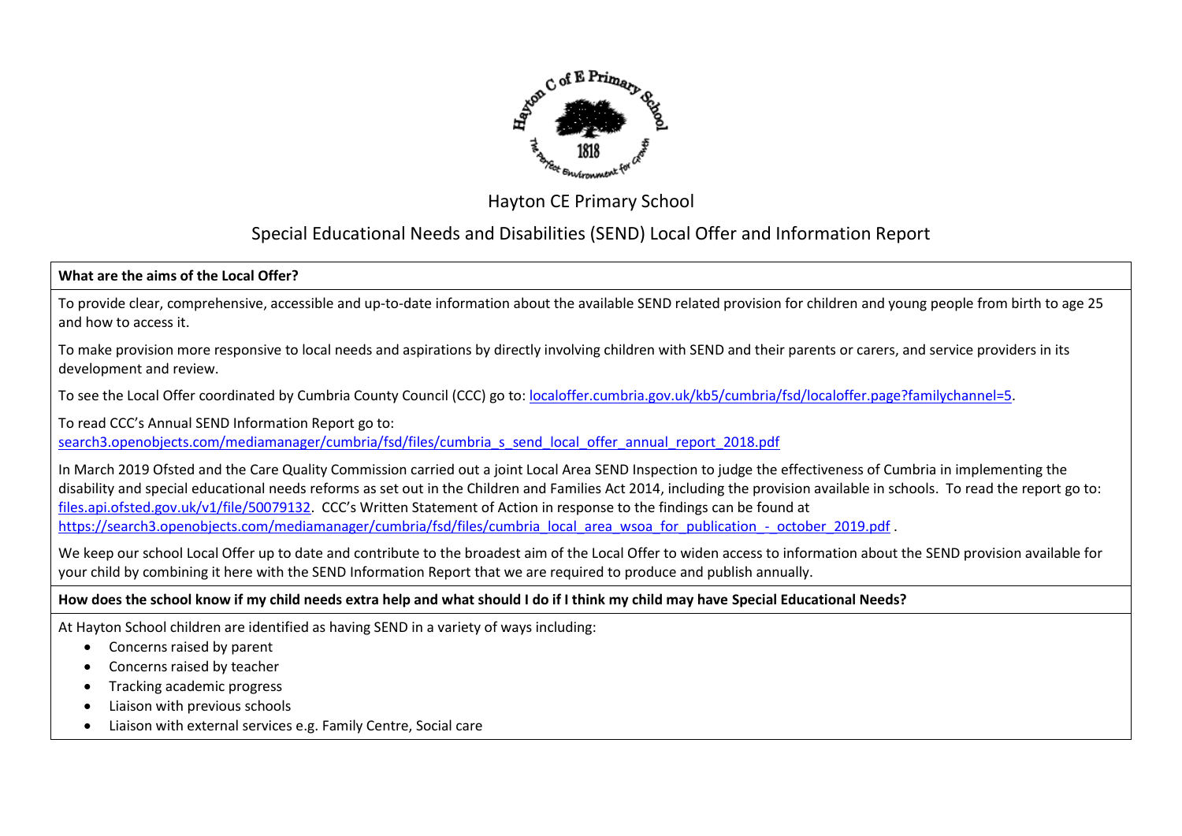# Hayton CE Primary School

## Special Educational Needs and Disabilities (SEND) Local Offer and Information Report

**What are the aims of the Local Offer?**

To provide clear, comprehensive, accessible and up-to-date information about the available SEND related provision for children and young people from birth to age 25 and how to access it.

To make provision more responsive to local needs and aspirations by directly involving children with SEND and their parents or carers, and service providers in its development and review.

To see the Local Offer coordinated by Cumbria County Council (CCC) go to: localoffer.cumbria.gov.uk/kb5/cumbria/fsd/localoffer.page?familychannel=5.

To read CCC's Annual SEND Information Report go to:
search3.openobjects.com/mediamanager/cumbria/fsd/files/cumbria_s_send_local_offer_annual_report_2018.pdf

In March 2019 Ofsted and the Care Quality Commission carried out a joint Local Area SEND Inspection to judge the effectiveness of Cumbria in implementing the disability and special educational needs reforms as set out in the Children and Families Act 2014, including the provision available in schools. To read the report go to: files.api.ofsted.gov.uk/v1/file/50079132. CCC's Written Statement of Action in response to the findings can be found at https://search3.openobjects.com/mediamanager/cumbria/fsd/files/cumbria_local_area_wsoa_for_publication_-_october_2019.pdf .

We keep our school Local Offer up to date and contribute to the broadest aim of the Local Offer to widen access to information about the SEND provision available for your child by combining it here with the SEND Information Report that we are required to produce and publish annually.

**How does the school know if my child needs extra help and what should I do if I think my child may have Special Educational Needs?**

At Hayton School children are identified as having SEND in a variety of ways including:

- Concerns raised by parent
- Concerns raised by teacher
- Tracking academic progress
- Liaison with previous schools
- Liaison with external services e.g. Family Centre, Social care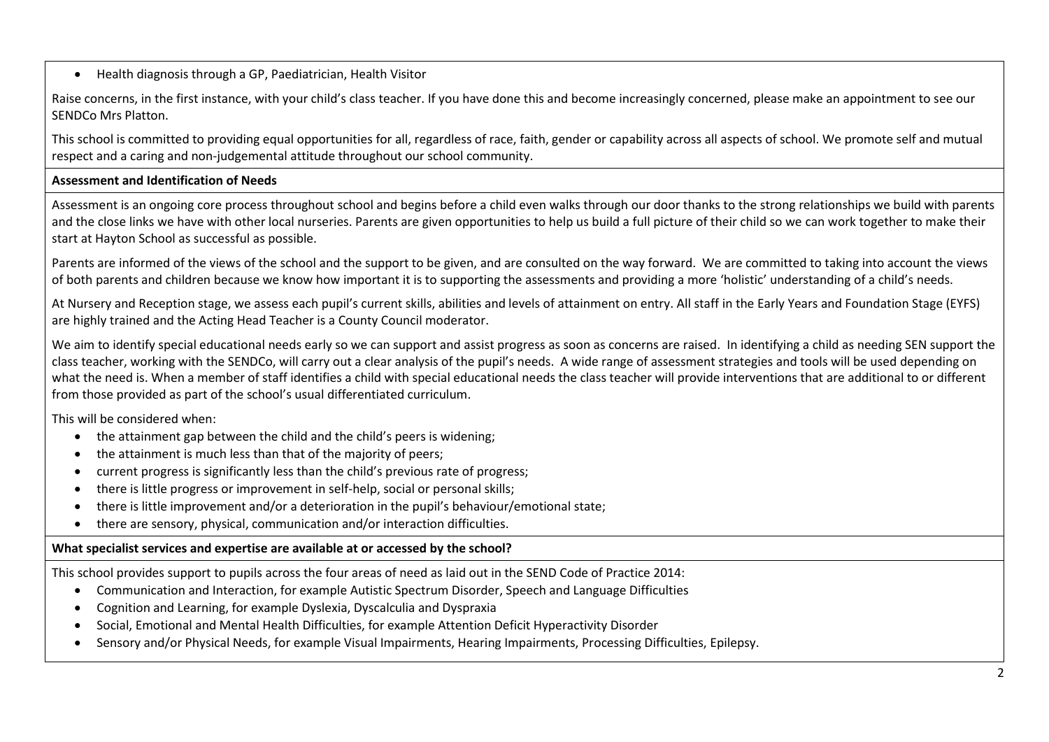- Health diagnosis through a GP, Paediatrician, Health Visitor

Raise concerns, in the first instance, with your child's class teacher. If you have done this and become increasingly concerned, please make an appointment to see our SENDCo Mrs Platton.

This school is committed to providing equal opportunities for all, regardless of race, faith, gender or capability across all aspects of school. We promote self and mutual respect and a caring and non-judgemental attitude throughout our school community.

**Assessment and Identification of Needs**

Assessment is an ongoing core process throughout school and begins before a child even walks through our door thanks to the strong relationships we build with parents and the close links we have with other local nurseries. Parents are given opportunities to help us build a full picture of their child so we can work together to make their start at Hayton School as successful as possible.

Parents are informed of the views of the school and the support to be given, and are consulted on the way forward. We are committed to taking into account the views of both parents and children because we know how important it is to supporting the assessments and providing a more 'holistic' understanding of a child's needs.

At Nursery and Reception stage, we assess each pupil's current skills, abilities and levels of attainment on entry. All staff in the Early Years and Foundation Stage (EYFS) are highly trained and the Acting Head Teacher is a County Council moderator.

We aim to identify special educational needs early so we can support and assist progress as soon as concerns are raised. In identifying a child as needing SEN support the class teacher, working with the SENDCo, will carry out a clear analysis of the pupil's needs. A wide range of assessment strategies and tools will be used depending on what the need is. When a member of staff identifies a child with special educational needs the class teacher will provide interventions that are additional to or different from those provided as part of the school's usual differentiated curriculum.

This will be considered when:

- the attainment gap between the child and the child's peers is widening;
- the attainment is much less than that of the majority of peers;
- current progress is significantly less than the child's previous rate of progress;
- there is little progress or improvement in self-help, social or personal skills;
- there is little improvement and/or a deterioration in the pupil's behaviour/emotional state;
- there are sensory, physical, communication and/or interaction difficulties.

**What specialist services and expertise are available at or accessed by the school?**

This school provides support to pupils across the four areas of need as laid out in the SEND Code of Practice 2014:

- Communication and Interaction, for example Autistic Spectrum Disorder, Speech and Language Difficulties
- Cognition and Learning, for example Dyslexia, Dyscalculia and Dyspraxia
- Social, Emotional and Mental Health Difficulties, for example Attention Deficit Hyperactivity Disorder
- Sensory and/or Physical Needs, for example Visual Impairments, Hearing Impairments, Processing Difficulties, Epilepsy.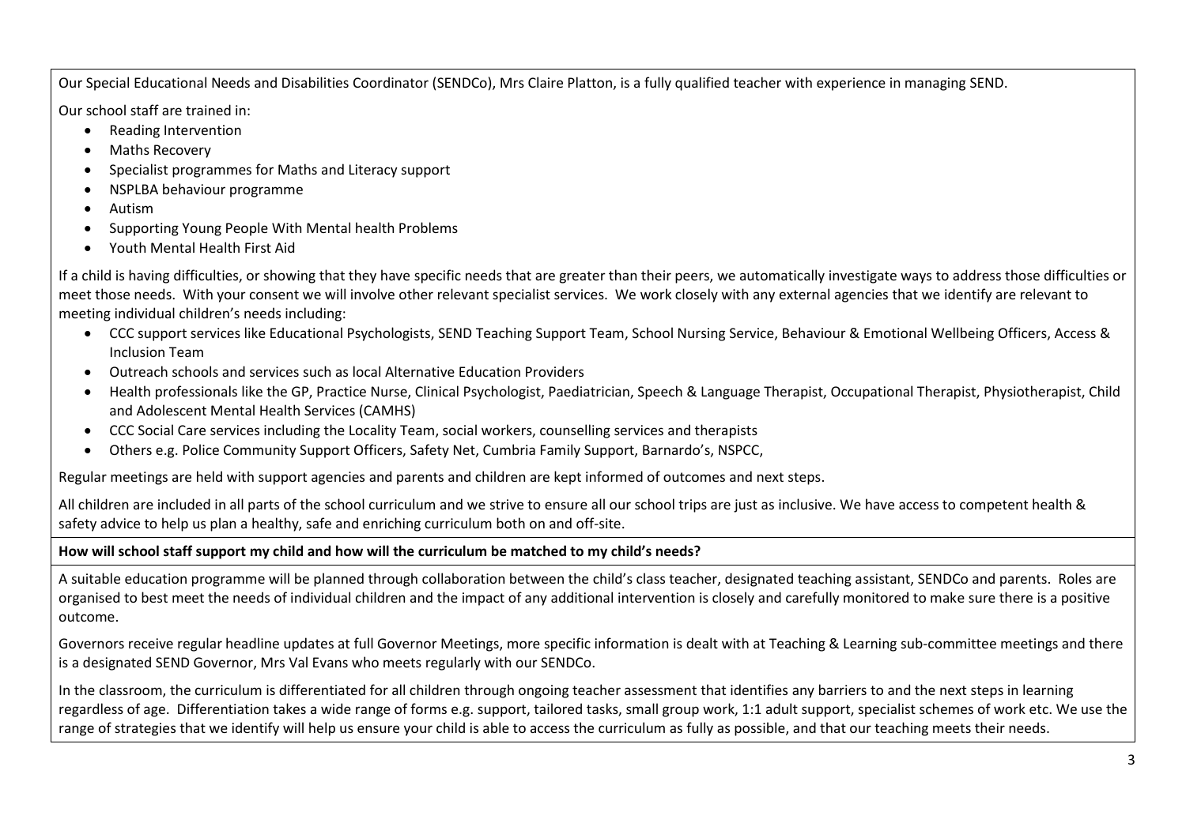Our Special Educational Needs and Disabilities Coordinator (SENDCo), Mrs Claire Platton, is a fully qualified teacher with experience in managing SEND.

Our school staff are trained in:

- Reading Intervention
- Maths Recovery
- Specialist programmes for Maths and Literacy support
- NSPLBA behaviour programme
- Autism
- Supporting Young People With Mental health Problems
- Youth Mental Health First Aid

If a child is having difficulties, or showing that they have specific needs that are greater than their peers, we automatically investigate ways to address those difficulties or meet those needs. With your consent we will involve other relevant specialist services. We work closely with any external agencies that we identify are relevant to meeting individual children's needs including:

- CCC support services like Educational Psychologists, SEND Teaching Support Team, School Nursing Service, Behaviour & Emotional Wellbeing Officers, Access & Inclusion Team
- Outreach schools and services such as local Alternative Education Providers
- Health professionals like the GP, Practice Nurse, Clinical Psychologist, Paediatrician, Speech & Language Therapist, Occupational Therapist, Physiotherapist, Child and Adolescent Mental Health Services (CAMHS)
- CCC Social Care services including the Locality Team, social workers, counselling services and therapists
- Others e.g. Police Community Support Officers, Safety Net, Cumbria Family Support, Barnardo's, NSPCC,

Regular meetings are held with support agencies and parents and children are kept informed of outcomes and next steps.

All children are included in all parts of the school curriculum and we strive to ensure all our school trips are just as inclusive. We have access to competent health & safety advice to help us plan a healthy, safe and enriching curriculum both on and off-site.

**How will school staff support my child and how will the curriculum be matched to my child's needs?**

A suitable education programme will be planned through collaboration between the child's class teacher, designated teaching assistant, SENDCo and parents. Roles are organised to best meet the needs of individual children and the impact of any additional intervention is closely and carefully monitored to make sure there is a positive outcome.

Governors receive regular headline updates at full Governor Meetings, more specific information is dealt with at Teaching & Learning sub-committee meetings and there is a designated SEND Governor, Mrs Val Evans who meets regularly with our SENDCo.

In the classroom, the curriculum is differentiated for all children through ongoing teacher assessment that identifies any barriers to and the next steps in learning regardless of age. Differentiation takes a wide range of forms e.g. support, tailored tasks, small group work, 1:1 adult support, specialist schemes of work etc. We use the range of strategies that we identify will help us ensure your child is able to access the curriculum as fully as possible, and that our teaching meets their needs.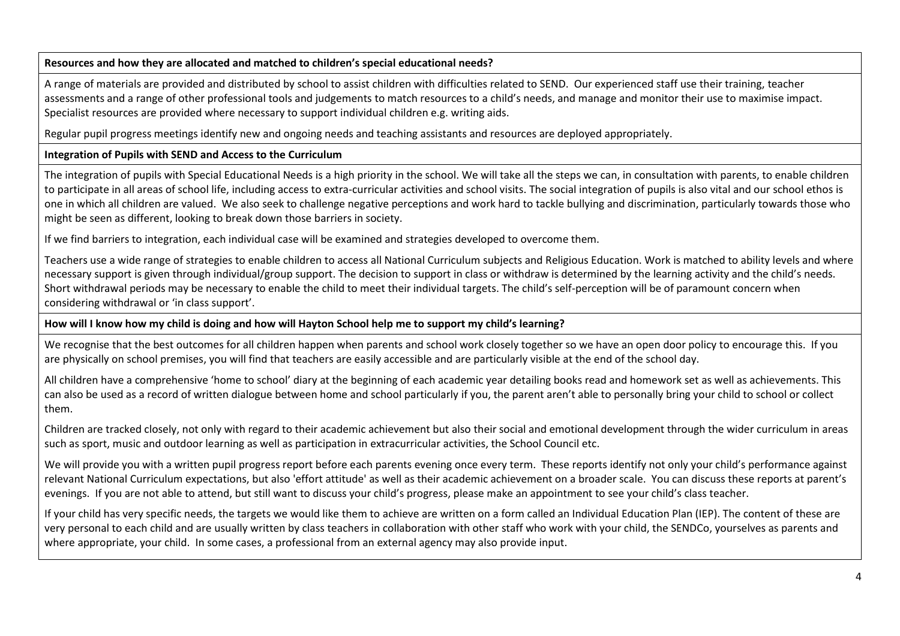**Resources and how they are allocated and matched to children's special educational needs?**

A range of materials are provided and distributed by school to assist children with difficulties related to SEND. Our experienced staff use their training, teacher assessments and a range of other professional tools and judgements to match resources to a child's needs, and manage and monitor their use to maximise impact. Specialist resources are provided where necessary to support individual children e.g. writing aids.

Regular pupil progress meetings identify new and ongoing needs and teaching assistants and resources are deployed appropriately.

**Integration of Pupils with SEND and Access to the Curriculum**

The integration of pupils with Special Educational Needs is a high priority in the school. We will take all the steps we can, in consultation with parents, to enable children to participate in all areas of school life, including access to extra-curricular activities and school visits. The social integration of pupils is also vital and our school ethos is one in which all children are valued. We also seek to challenge negative perceptions and work hard to tackle bullying and discrimination, particularly towards those who might be seen as different, looking to break down those barriers in society.

If we find barriers to integration, each individual case will be examined and strategies developed to overcome them.

Teachers use a wide range of strategies to enable children to access all National Curriculum subjects and Religious Education. Work is matched to ability levels and where necessary support is given through individual/group support. The decision to support in class or withdraw is determined by the learning activity and the child's needs. Short withdrawal periods may be necessary to enable the child to meet their individual targets. The child's self-perception will be of paramount concern when considering withdrawal or 'in class support'.

**How will I know how my child is doing and how will Hayton School help me to support my child's learning?**

We recognise that the best outcomes for all children happen when parents and school work closely together so we have an open door policy to encourage this. If you are physically on school premises, you will find that teachers are easily accessible and are particularly visible at the end of the school day.

All children have a comprehensive 'home to school' diary at the beginning of each academic year detailing books read and homework set as well as achievements. This can also be used as a record of written dialogue between home and school particularly if you, the parent aren't able to personally bring your child to school or collect them.

Children are tracked closely, not only with regard to their academic achievement but also their social and emotional development through the wider curriculum in areas such as sport, music and outdoor learning as well as participation in extracurricular activities, the School Council etc.

We will provide you with a written pupil progress report before each parents evening once every term. These reports identify not only your child's performance against relevant National Curriculum expectations, but also 'effort attitude' as well as their academic achievement on a broader scale. You can discuss these reports at parent's evenings. If you are not able to attend, but still want to discuss your child's progress, please make an appointment to see your child's class teacher.

If your child has very specific needs, the targets we would like them to achieve are written on a form called an Individual Education Plan (IEP). The content of these are very personal to each child and are usually written by class teachers in collaboration with other staff who work with your child, the SENDCo, yourselves as parents and where appropriate, your child. In some cases, a professional from an external agency may also provide input.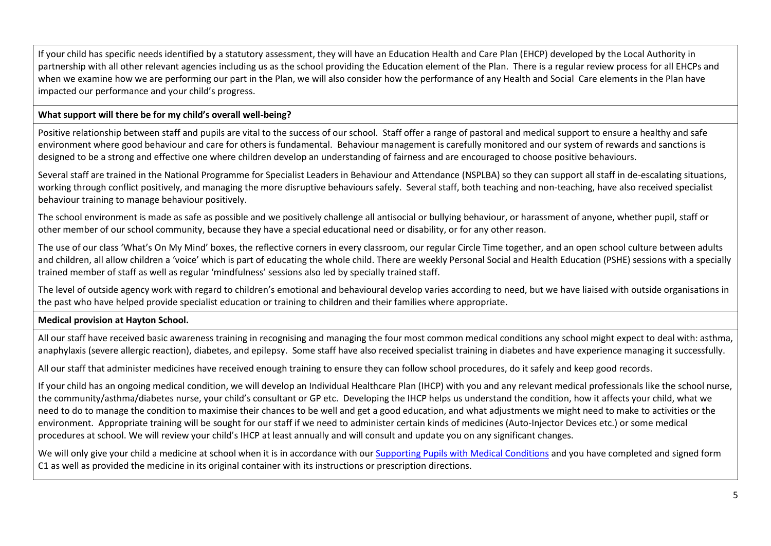If your child has specific needs identified by a statutory assessment, they will have an Education Health and Care Plan (EHCP) developed by the Local Authority in partnership with all other relevant agencies including us as the school providing the Education element of the Plan. There is a regular review process for all EHCPs and when we examine how we are performing our part in the Plan, we will also consider how the performance of any Health and Social Care elements in the Plan have impacted our performance and your child's progress.

**What support will there be for my child's overall well-being?**

Positive relationship between staff and pupils are vital to the success of our school. Staff offer a range of pastoral and medical support to ensure a healthy and safe environment where good behaviour and care for others is fundamental. Behaviour management is carefully monitored and our system of rewards and sanctions is designed to be a strong and effective one where children develop an understanding of fairness and are encouraged to choose positive behaviours.

Several staff are trained in the National Programme for Specialist Leaders in Behaviour and Attendance (NSPLBA) so they can support all staff in de-escalating situations, working through conflict positively, and managing the more disruptive behaviours safely. Several staff, both teaching and non-teaching, have also received specialist behaviour training to manage behaviour positively.

The school environment is made as safe as possible and we positively challenge all antisocial or bullying behaviour, or harassment of anyone, whether pupil, staff or other member of our school community, because they have a special educational need or disability, or for any other reason.

The use of our class 'What's On My Mind' boxes, the reflective corners in every classroom, our regular Circle Time together, and an open school culture between adults and children, all allow children a 'voice' which is part of educating the whole child. There are weekly Personal Social and Health Education (PSHE) sessions with a specially trained member of staff as well as regular 'mindfulness' sessions also led by specially trained staff.

The level of outside agency work with regard to children's emotional and behavioural develop varies according to need, but we have liaised with outside organisations in the past who have helped provide specialist education or training to children and their families where appropriate.

**Medical provision at Hayton School.**

All our staff have received basic awareness training in recognising and managing the four most common medical conditions any school might expect to deal with: asthma, anaphylaxis (severe allergic reaction), diabetes, and epilepsy. Some staff have also received specialist training in diabetes and have experience managing it successfully.

All our staff that administer medicines have received enough training to ensure they can follow school procedures, do it safely and keep good records.

If your child has an ongoing medical condition, we will develop an Individual Healthcare Plan (IHCP) with you and any relevant medical professionals like the school nurse, the community/asthma/diabetes nurse, your child's consultant or GP etc. Developing the IHCP helps us understand the condition, how it affects your child, what we need to do to manage the condition to maximise their chances to be well and get a good education, and what adjustments we might need to make to activities or the environment. Appropriate training will be sought for our staff if we need to administer certain kinds of medicines (Auto-Injector Devices etc.) or some medical procedures at school. We will review your child's IHCP at least annually and will consult and update you on any significant changes.

We will only give your child a medicine at school when it is in accordance with our Supporting Pupils with Medical Conditions and you have completed and signed form C1 as well as provided the medicine in its original container with its instructions or prescription directions.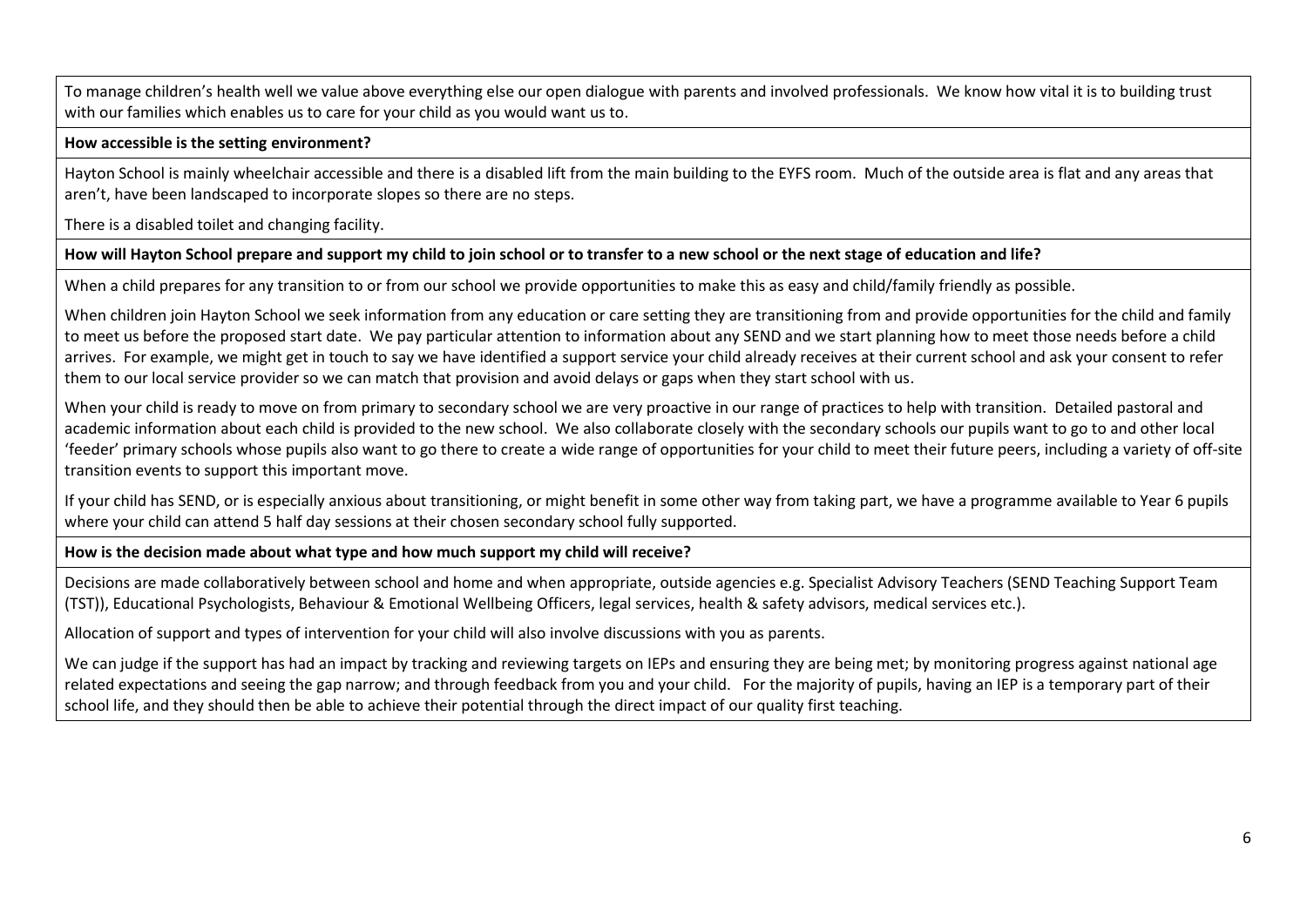To manage children's health well we value above everything else our open dialogue with parents and involved professionals. We know how vital it is to building trust with our families which enables us to care for your child as you would want us to.

**How accessible is the setting environment?**

Hayton School is mainly wheelchair accessible and there is a disabled lift from the main building to the EYFS room. Much of the outside area is flat and any areas that aren't, have been landscaped to incorporate slopes so there are no steps.

There is a disabled toilet and changing facility.

**How will Hayton School prepare and support my child to join school or to transfer to a new school or the next stage of education and life?**

When a child prepares for any transition to or from our school we provide opportunities to make this as easy and child/family friendly as possible.

When children join Hayton School we seek information from any education or care setting they are transitioning from and provide opportunities for the child and family to meet us before the proposed start date. We pay particular attention to information about any SEND and we start planning how to meet those needs before a child arrives. For example, we might get in touch to say we have identified a support service your child already receives at their current school and ask your consent to refer them to our local service provider so we can match that provision and avoid delays or gaps when they start school with us.

When your child is ready to move on from primary to secondary school we are very proactive in our range of practices to help with transition. Detailed pastoral and academic information about each child is provided to the new school. We also collaborate closely with the secondary schools our pupils want to go to and other local 'feeder' primary schools whose pupils also want to go there to create a wide range of opportunities for your child to meet their future peers, including a variety of off-site transition events to support this important move.

If your child has SEND, or is especially anxious about transitioning, or might benefit in some other way from taking part, we have a programme available to Year 6 pupils where your child can attend 5 half day sessions at their chosen secondary school fully supported.

**How is the decision made about what type and how much support my child will receive?**

Decisions are made collaboratively between school and home and when appropriate, outside agencies e.g. Specialist Advisory Teachers (SEND Teaching Support Team (TST)), Educational Psychologists, Behaviour & Emotional Wellbeing Officers, legal services, health & safety advisors, medical services etc.).

Allocation of support and types of intervention for your child will also involve discussions with you as parents.

We can judge if the support has had an impact by tracking and reviewing targets on IEPs and ensuring they are being met; by monitoring progress against national age related expectations and seeing the gap narrow; and through feedback from you and your child. For the majority of pupils, having an IEP is a temporary part of their school life, and they should then be able to achieve their potential through the direct impact of our quality first teaching.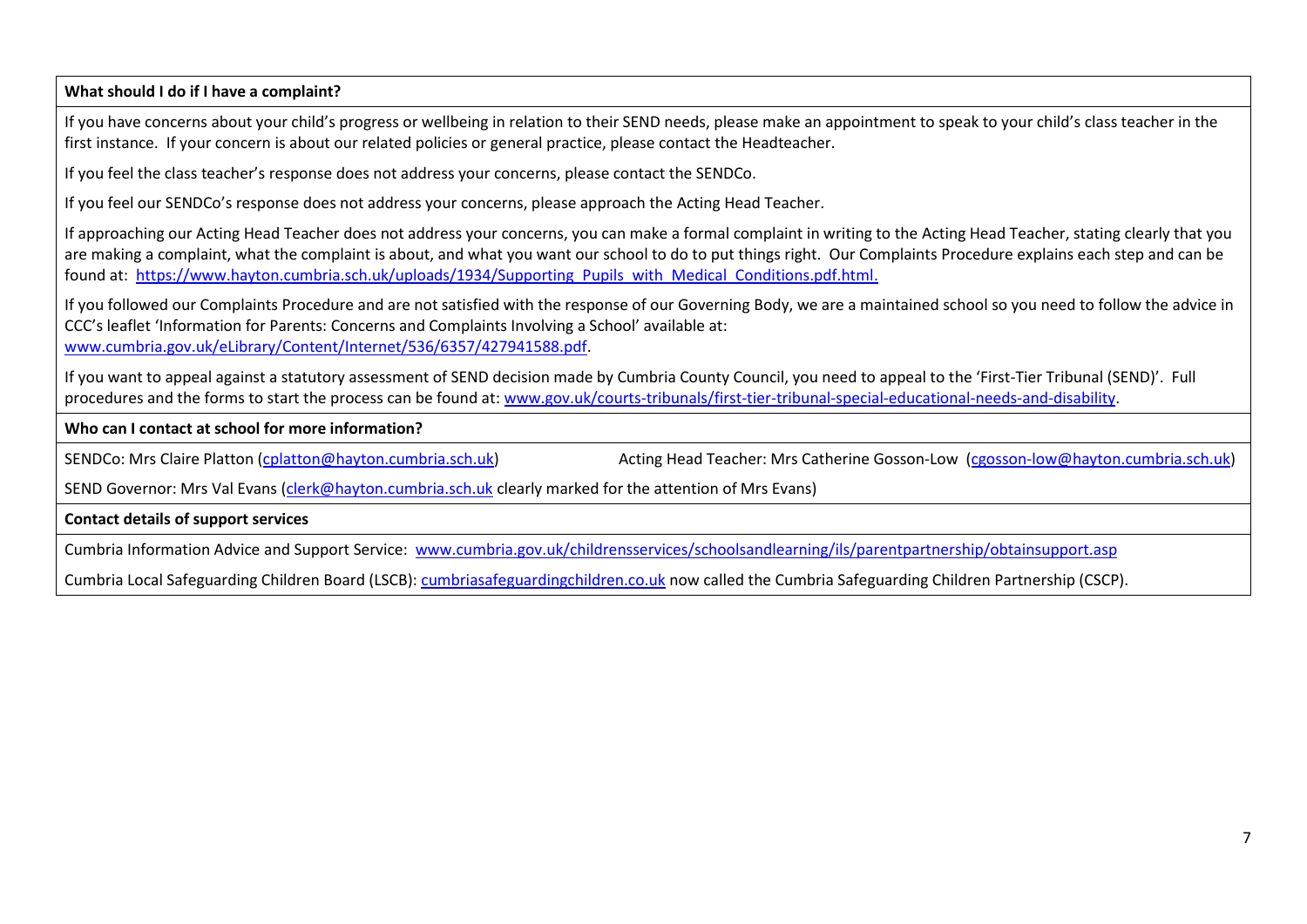**What should I do if I have a complaint?**

If you have concerns about your child's progress or wellbeing in relation to their SEND needs, please make an appointment to speak to your child's class teacher in the first instance. If your concern is about our related policies or general practice, please contact the Headteacher.

If you feel the class teacher's response does not address your concerns, please contact the SENDCo.

If you feel our SENDCo's response does not address your concerns, please approach the Acting Head Teacher.

If approaching our Acting Head Teacher does not address your concerns, you can make a formal complaint in writing to the Acting Head Teacher, stating clearly that you are making a complaint, what the complaint is about, and what you want our school to do to put things right. Our Complaints Procedure explains each step and can be found at: https://www.hayton.cumbria.sch.uk/uploads/1934/Supporting_Pupils_with_Medical_Conditions.pdf.html.

If you followed our Complaints Procedure and are not satisfied with the response of our Governing Body, we are a maintained school so you need to follow the advice in CCC's leaflet 'Information for Parents: Concerns and Complaints Involving a School' available at: www.cumbria.gov.uk/eLibrary/Content/Internet/536/6357/427941588.pdf.

If you want to appeal against a statutory assessment of SEND decision made by Cumbria County Council, you need to appeal to the 'First-Tier Tribunal (SEND)'. Full procedures and the forms to start the process can be found at: www.gov.uk/courts-tribunals/first-tier-tribunal-special-educational-needs-and-disability.

**Who can I contact at school for more information?**

SENDCo: Mrs Claire Platton (cplatton@hayton.cumbria.sch.uk)

Acting Head Teacher: Mrs Catherine Gosson-Low (cgosson-low@hayton.cumbria.sch.uk)

SEND Governor: Mrs Val Evans (clerk@hayton.cumbria.sch.uk clearly marked for the attention of Mrs Evans)

**Contact details of support services**

Cumbria Information Advice and Support Service: www.cumbria.gov.uk/childrensservices/schoolsandlearning/ils/parentpartnership/obtainsupport.asp

Cumbria Local Safeguarding Children Board (LSCB): cumbriasafeguardingchildren.co.uk now called the Cumbria Safeguarding Children Partnership (CSCP).